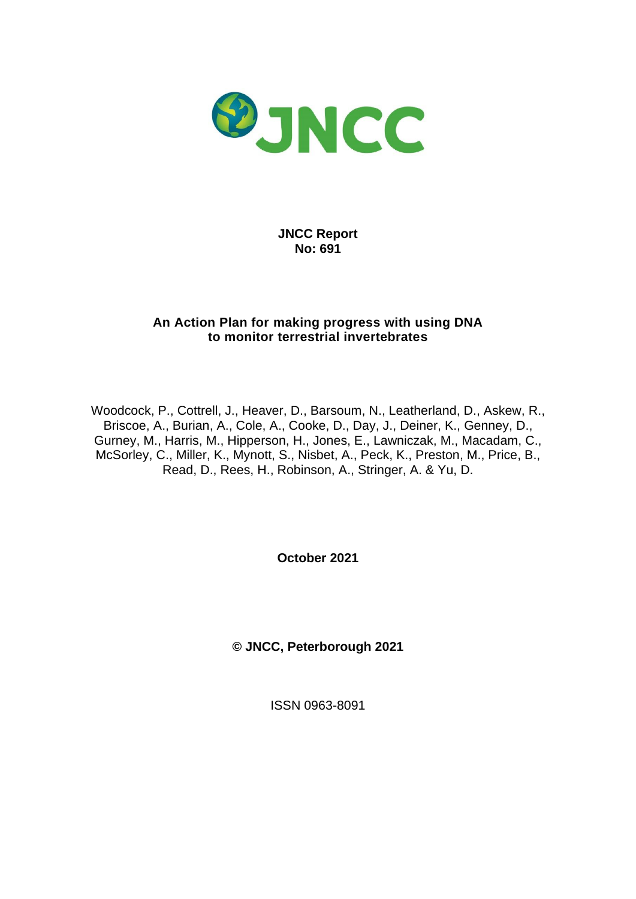JNCC

**JNCC Report**
**No: 691**

# An Action Plan for making progress with using DNA to monitor terrestrial invertebrates

Woodcock, P., Cottrell, J., Heaver, D., Barsoum, N., Leatherland, D., Askew, R., Briscoe, A., Burian, A., Cole, A., Cooke, D., Day, J., Deiner, K., Genney, D., Gurney, M., Harris, M., Hipperson, H., Jones, E., Lawniczak, M., Macadam, C., McSorley, C., Miller, K., Mynott, S., Nisbet, A., Peck, K., Preston, M., Price, B., Read, D., Rees, H., Robinson, A., Stringer, A. & Yu, D.

**October 2021**

**© JNCC, Peterborough 2021**

ISSN 0963-8091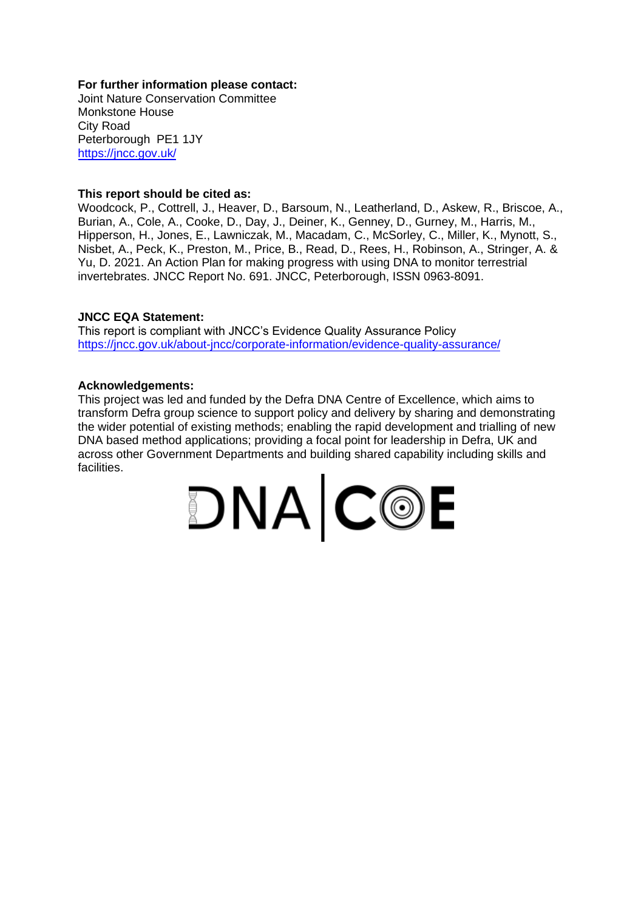**For further information please contact:**
Joint Nature Conservation Committee
Monkstone House
City Road
Peterborough PE1 1JY
https://jncc.gov.uk/

**This report should be cited as:**
Woodcock, P., Cottrell, J., Heaver, D., Barsoum, N., Leatherland, D., Askew, R., Briscoe, A., Burian, A., Cole, A., Cooke, D., Day, J., Deiner, K., Genney, D., Gurney, M., Harris, M., Hipperson, H., Jones, E., Lawniczak, M., Macadam, C., McSorley, C., Miller, K., Mynott, S., Nisbet, A., Peck, K., Preston, M., Price, B., Read, D., Rees, H., Robinson, A., Stringer, A. & Yu, D. 2021. An Action Plan for making progress with using DNA to monitor terrestrial invertebrates. JNCC Report No. 691. JNCC, Peterborough, ISSN 0963-8091.

**JNCC EQA Statement:**
This report is compliant with JNCC's Evidence Quality Assurance Policy
https://jncc.gov.uk/about-jncc/corporate-information/evidence-quality-assurance/

**Acknowledgements:**
This project was led and funded by the Defra DNA Centre of Excellence, which aims to transform Defra group science to support policy and delivery by sharing and demonstrating the wider potential of existing methods; enabling the rapid development and trialling of new DNA based method applications; providing a focal point for leadership in Defra, UK and across other Government Departments and building shared capability including skills and facilities.

DNA|COE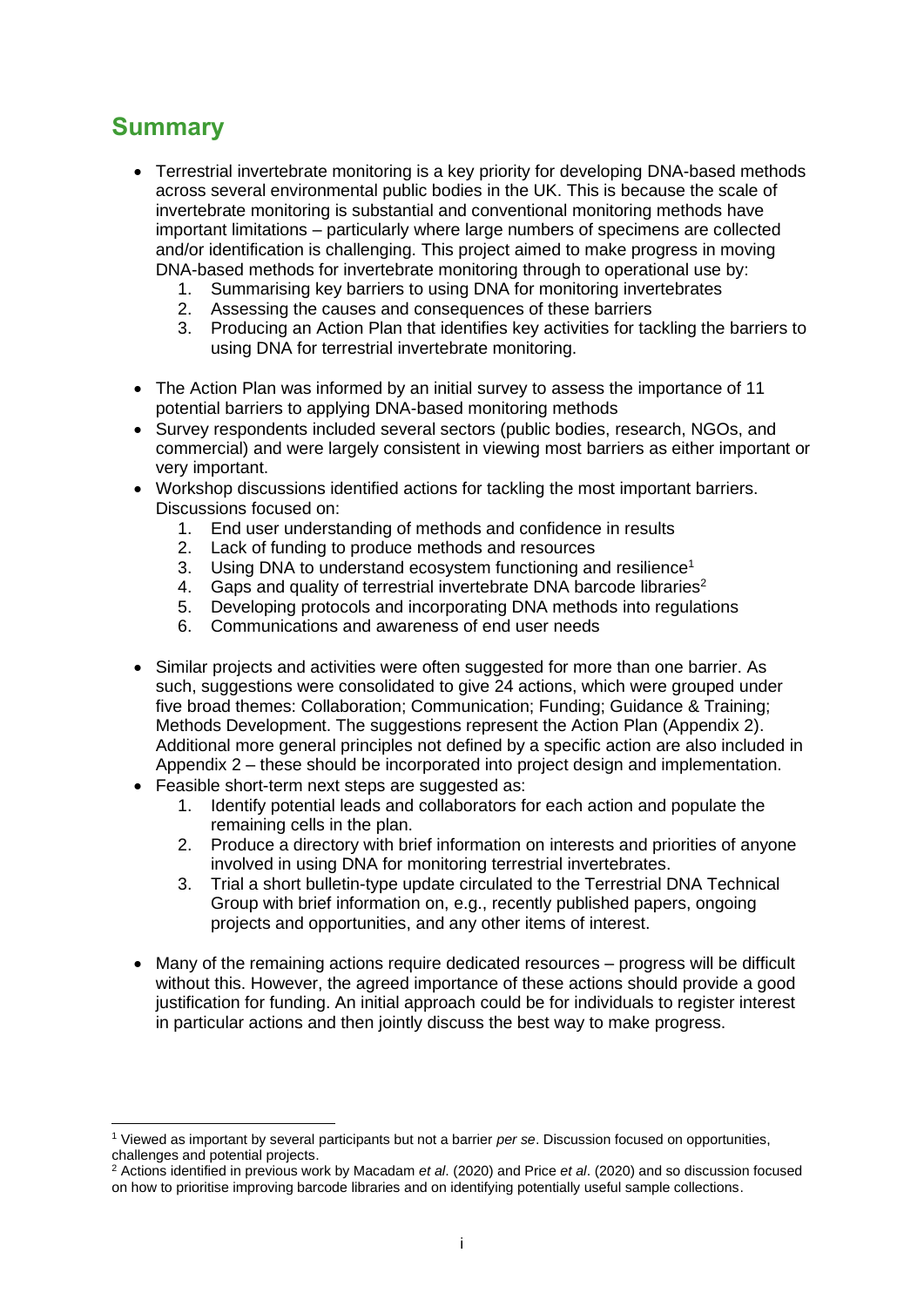## Summary

- Terrestrial invertebrate monitoring is a key priority for developing DNA-based methods across several environmental public bodies in the UK. This is because the scale of invertebrate monitoring is substantial and conventional monitoring methods have important limitations – particularly where large numbers of specimens are collected and/or identification is challenging. This project aimed to make progress in moving DNA-based methods for invertebrate monitoring through to operational use by:
    1. Summarising key barriers to using DNA for monitoring invertebrates
    2. Assessing the causes and consequences of these barriers
    3. Producing an Action Plan that identifies key activities for tackling the barriers to using DNA for terrestrial invertebrate monitoring.

- The Action Plan was informed by an initial survey to assess the importance of 11 potential barriers to applying DNA-based monitoring methods
- Survey respondents included several sectors (public bodies, research, NGOs, and commercial) and were largely consistent in viewing most barriers as either important or very important.
- Workshop discussions identified actions for tackling the most important barriers. Discussions focused on:
    1. End user understanding of methods and confidence in results
    2. Lack of funding to produce methods and resources
    3. Using DNA to understand ecosystem functioning and resilience[1]
    4. Gaps and quality of terrestrial invertebrate DNA barcode libraries[2]
    5. Developing protocols and incorporating DNA methods into regulations
    6. Communications and awareness of end user needs

- Similar projects and activities were often suggested for more than one barrier. As such, suggestions were consolidated to give 24 actions, which were grouped under five broad themes: Collaboration; Communication; Funding; Guidance & Training; Methods Development. The suggestions represent the Action Plan (Appendix 2). Additional more general principles not defined by a specific action are also included in Appendix 2 – these should be incorporated into project design and implementation.
- Feasible short-term next steps are suggested as:
    1. Identify potential leads and collaborators for each action and populate the remaining cells in the plan.
    2. Produce a directory with brief information on interests and priorities of anyone involved in using DNA for monitoring terrestrial invertebrates.
    3. Trial a short bulletin-type update circulated to the Terrestrial DNA Technical Group with brief information on, e.g., recently published papers, ongoing projects and opportunities, and any other items of interest.

- Many of the remaining actions require dedicated resources – progress will be difficult without this. However, the agreed importance of these actions should provide a good justification for funding. An initial approach could be for individuals to register interest in particular actions and then jointly discuss the best way to make progress.

---

[1] Viewed as important by several participants but not a barrier *per se*. Discussion focused on opportunities, challenges and potential projects.

[2] Actions identified in previous work by Macadam *et al*. (2020) and Price *et al*. (2020) and so discussion focused on how to prioritise improving barcode libraries and on identifying potentially useful sample collections.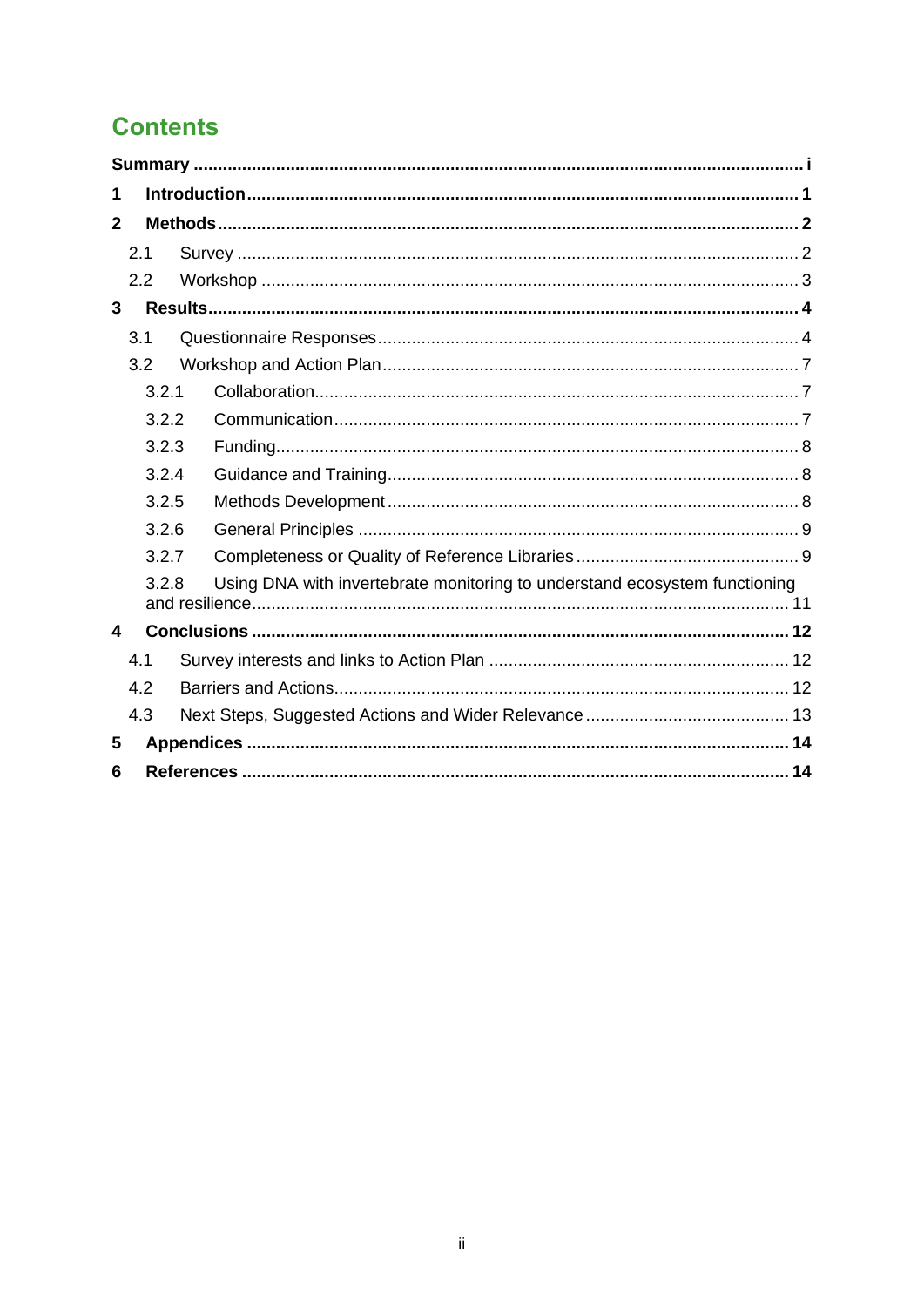# Contents

**Summary** ........ i

**1 Introduction** ........ 1

**2 Methods** ........ 2

- 2.1 Survey ........ 2
- 2.2 Workshop ........ 3

**3 Results** ........ 4

- 3.1 Questionnaire Responses ........ 4
- 3.2 Workshop and Action Plan ........ 7
  - 3.2.1 Collaboration ........ 7
  - 3.2.2 Communication ........ 7
  - 3.2.3 Funding ........ 8
  - 3.2.4 Guidance and Training ........ 8
  - 3.2.5 Methods Development ........ 8
  - 3.2.6 General Principles ........ 9
  - 3.2.7 Completeness or Quality of Reference Libraries ........ 9
  - 3.2.8 Using DNA with invertebrate monitoring to understand ecosystem functioning and resilience ........ 11

**4 Conclusions** ........ 12

- 4.1 Survey interests and links to Action Plan ........ 12
- 4.2 Barriers and Actions ........ 12
- 4.3 Next Steps, Suggested Actions and Wider Relevance ........ 13

**5 Appendices** ........ 14

**6 References** ........ 14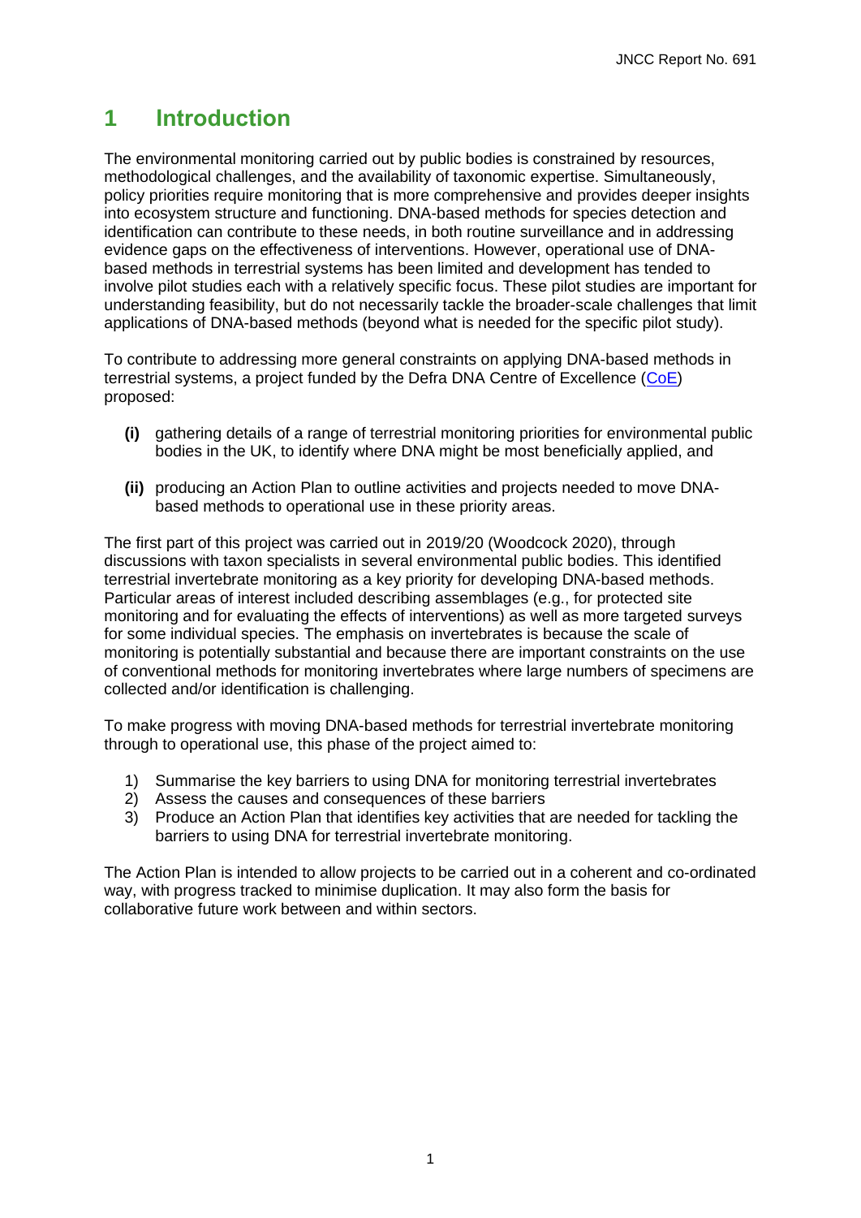# 1 Introduction

The environmental monitoring carried out by public bodies is constrained by resources, methodological challenges, and the availability of taxonomic expertise. Simultaneously, policy priorities require monitoring that is more comprehensive and provides deeper insights into ecosystem structure and functioning. DNA-based methods for species detection and identification can contribute to these needs, in both routine surveillance and in addressing evidence gaps on the effectiveness of interventions. However, operational use of DNA-based methods in terrestrial systems has been limited and development has tended to involve pilot studies each with a relatively specific focus. These pilot studies are important for understanding feasibility, but do not necessarily tackle the broader-scale challenges that limit applications of DNA-based methods (beyond what is needed for the specific pilot study).

To contribute to addressing more general constraints on applying DNA-based methods in terrestrial systems, a project funded by the Defra DNA Centre of Excellence (CoE) proposed:

- **(i)** gathering details of a range of terrestrial monitoring priorities for environmental public bodies in the UK, to identify where DNA might be most beneficially applied, and
- **(ii)** producing an Action Plan to outline activities and projects needed to move DNA-based methods to operational use in these priority areas.

The first part of this project was carried out in 2019/20 (Woodcock 2020), through discussions with taxon specialists in several environmental public bodies. This identified terrestrial invertebrate monitoring as a key priority for developing DNA-based methods. Particular areas of interest included describing assemblages (e.g., for protected site monitoring and for evaluating the effects of interventions) as well as more targeted surveys for some individual species. The emphasis on invertebrates is because the scale of monitoring is potentially substantial and because there are important constraints on the use of conventional methods for monitoring invertebrates where large numbers of specimens are collected and/or identification is challenging.

To make progress with moving DNA-based methods for terrestrial invertebrate monitoring through to operational use, this phase of the project aimed to:

1) Summarise the key barriers to using DNA for monitoring terrestrial invertebrates
2) Assess the causes and consequences of these barriers
3) Produce an Action Plan that identifies key activities that are needed for tackling the barriers to using DNA for terrestrial invertebrate monitoring.

The Action Plan is intended to allow projects to be carried out in a coherent and co-ordinated way, with progress tracked to minimise duplication. It may also form the basis for collaborative future work between and within sectors.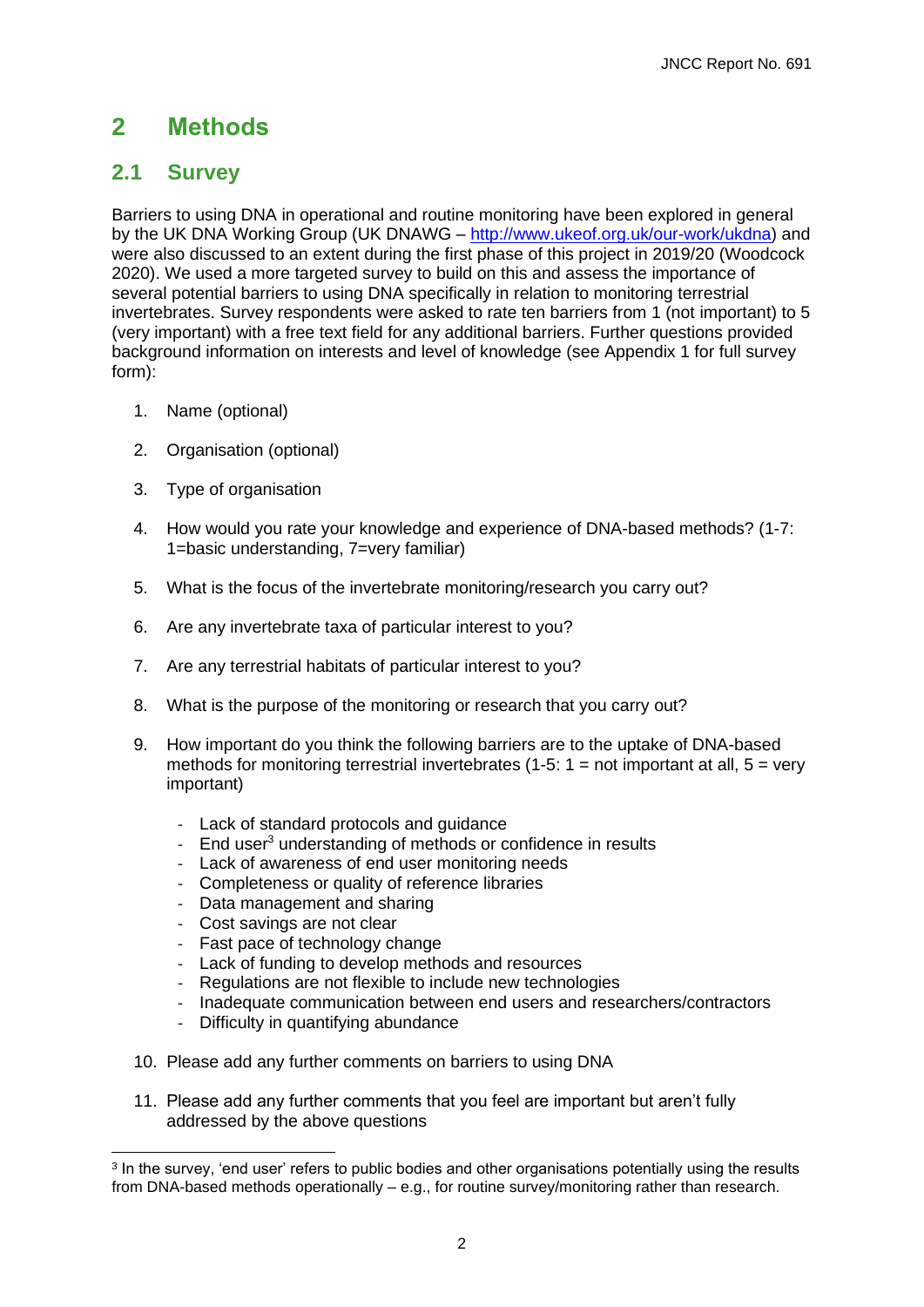# 2 Methods

## 2.1 Survey

Barriers to using DNA in operational and routine monitoring have been explored in general by the UK DNA Working Group (UK DNAWG – [http://www.ukeof.org.uk/our-work/ukdna](http://www.ukeof.org.uk/our-work/ukdna)) and were also discussed to an extent during the first phase of this project in 2019/20 (Woodcock 2020). We used a more targeted survey to build on this and assess the importance of several potential barriers to using DNA specifically in relation to monitoring terrestrial invertebrates. Survey respondents were asked to rate ten barriers from 1 (not important) to 5 (very important) with a free text field for any additional barriers. Further questions provided background information on interests and level of knowledge (see Appendix 1 for full survey form):

1. Name (optional)
2. Organisation (optional)
3. Type of organisation
4. How would you rate your knowledge and experience of DNA-based methods? (1-7: 1=basic understanding, 7=very familiar)
5. What is the focus of the invertebrate monitoring/research you carry out?
6. Are any invertebrate taxa of particular interest to you?
7. Are any terrestrial habitats of particular interest to you?
8. What is the purpose of the monitoring or research that you carry out?
9. How important do you think the following barriers are to the uptake of DNA-based methods for monitoring terrestrial invertebrates (1-5: 1 = not important at all, 5 = very important)
   - Lack of standard protocols and guidance
   - End user[3] understanding of methods or confidence in results
   - Lack of awareness of end user monitoring needs
   - Completeness or quality of reference libraries
   - Data management and sharing
   - Cost savings are not clear
   - Fast pace of technology change
   - Lack of funding to develop methods and resources
   - Regulations are not flexible to include new technologies
   - Inadequate communication between end users and researchers/contractors
   - Difficulty in quantifying abundance
10. Please add any further comments on barriers to using DNA
11. Please add any further comments that you feel are important but aren't fully addressed by the above questions

[3] In the survey, 'end user' refers to public bodies and other organisations potentially using the results from DNA-based methods operationally – e.g., for routine survey/monitoring rather than research.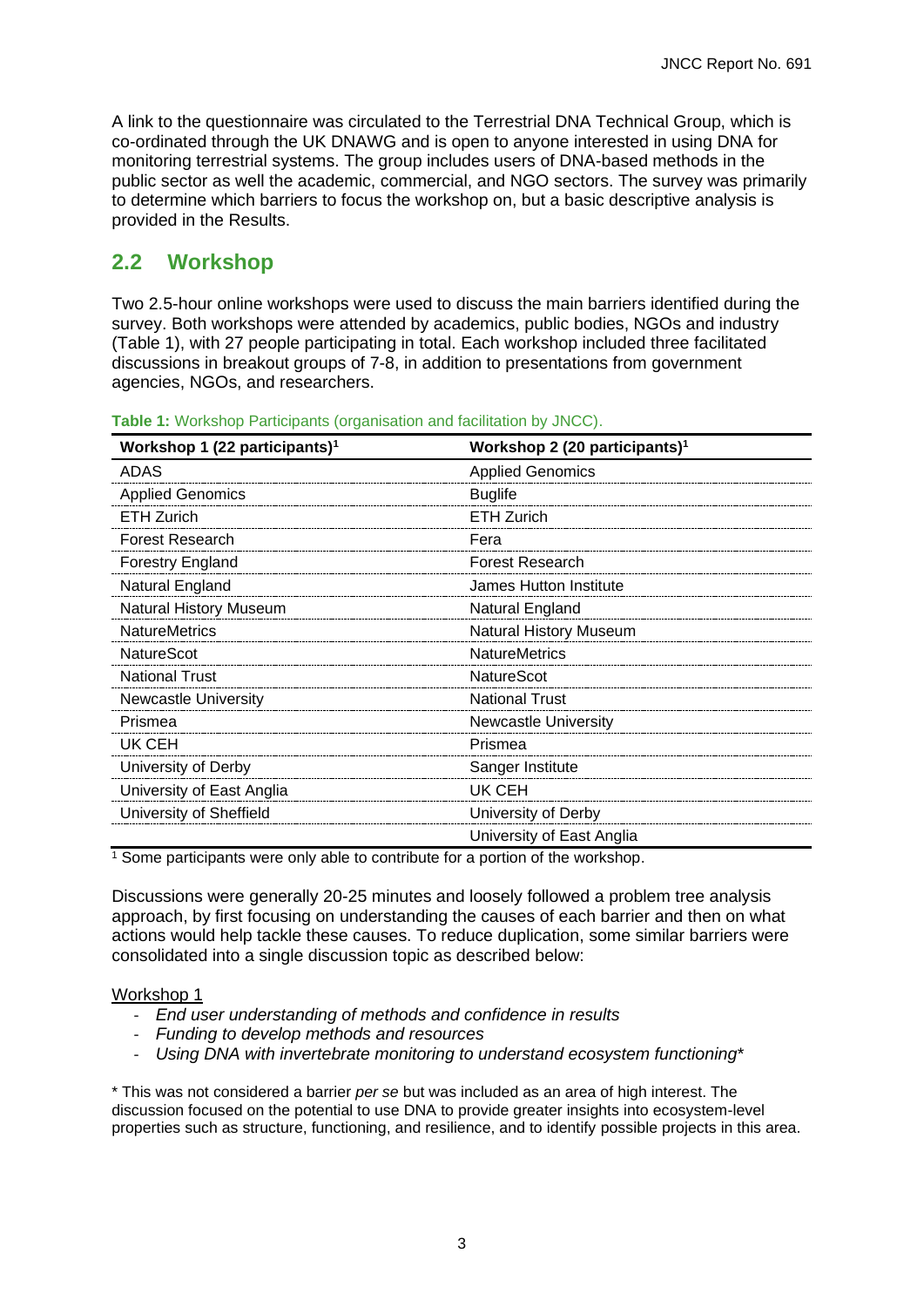A link to the questionnaire was circulated to the Terrestrial DNA Technical Group, which is co-ordinated through the UK DNAWG and is open to anyone interested in using DNA for monitoring terrestrial systems. The group includes users of DNA-based methods in the public sector as well the academic, commercial, and NGO sectors. The survey was primarily to determine which barriers to focus the workshop on, but a basic descriptive analysis is provided in the Results.

## 2.2 Workshop

Two 2.5-hour online workshops were used to discuss the main barriers identified during the survey. Both workshops were attended by academics, public bodies, NGOs and industry (Table 1), with 27 people participating in total. Each workshop included three facilitated discussions in breakout groups of 7-8, in addition to presentations from government agencies, NGOs, and researchers.

**Table 1:** Workshop Participants (organisation and facilitation by JNCC).

| Workshop 1 (22 participants)[1] | Workshop 2 (20 participants)[1] |
|---|---|
| ADAS | Applied Genomics |
| Applied Genomics | Buglife |
| ETH Zurich | ETH Zurich |
| Forest Research | Fera |
| Forestry England | Forest Research |
| Natural England | James Hutton Institute |
| Natural History Museum | Natural England |
| NatureMetrics | Natural History Museum |
| NatureScot | NatureMetrics |
| National Trust | NatureScot |
| Newcastle University | National Trust |
| Prismea | Newcastle University |
| UK CEH | Prismea |
| University of Derby | Sanger Institute |
| University of East Anglia | UK CEH |
| University of Sheffield | University of Derby |
| | University of East Anglia |

[1] Some participants were only able to contribute for a portion of the workshop.

Discussions were generally 20-25 minutes and loosely followed a problem tree analysis approach, by first focusing on understanding the causes of each barrier and then on what actions would help tackle these causes. To reduce duplication, some similar barriers were consolidated into a single discussion topic as described below:

<u>Workshop 1</u>

- *End user understanding of methods and confidence in results*
- *Funding to develop methods and resources*
- *Using DNA with invertebrate monitoring to understand ecosystem functioning**

\* This was not considered a barrier *per se* but was included as an area of high interest. The discussion focused on the potential to use DNA to provide greater insights into ecosystem-level properties such as structure, functioning, and resilience, and to identify possible projects in this area.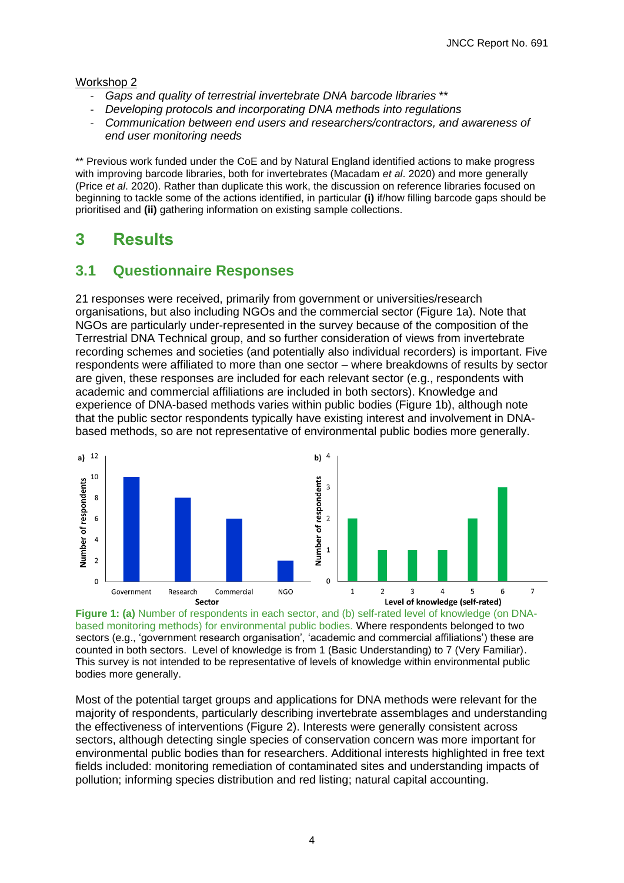Workshop 2

- *Gaps and quality of terrestrial invertebrate DNA barcode libraries \*\**
- *Developing protocols and incorporating DNA methods into regulations*
- *Communication between end users and researchers/contractors, and awareness of end user monitoring needs*

** Previous work funded under the CoE and by Natural England identified actions to make progress with improving barcode libraries, both for invertebrates (Macadam *et al*. 2020) and more generally (Price *et al*. 2020). Rather than duplicate this work, the discussion on reference libraries focused on beginning to tackle some of the actions identified, in particular **(i)** if/how filling barcode gaps should be prioritised and **(ii)** gathering information on existing sample collections.

# 3 Results

## 3.1 Questionnaire Responses

21 responses were received, primarily from government or universities/research organisations, but also including NGOs and the commercial sector (Figure 1a). Note that NGOs are particularly under-represented in the survey because of the composition of the Terrestrial DNA Technical group, and so further consideration of views from invertebrate recording schemes and societies (and potentially also individual recorders) is important. Five respondents were affiliated to more than one sector – where breakdowns of results by sector are given, these responses are included for each relevant sector (e.g., respondents with academic and commercial affiliations are included in both sectors). Knowledge and experience of DNA-based methods varies within public bodies (Figure 1b), although note that the public sector respondents typically have existing interest and involvement in DNA-based methods, so are not representative of environmental public bodies more generally.

**Figure 1: (a)** Number of respondents in each sector, and (b) self-rated level of knowledge (on DNA-based monitoring methods) for environmental public bodies. Where respondents belonged to two sectors (e.g., 'government research organisation', 'academic and commercial affiliations') these are counted in both sectors. Level of knowledge is from 1 (Basic Understanding) to 7 (Very Familiar). This survey is not intended to be representative of levels of knowledge within environmental public bodies more generally.

Most of the potential target groups and applications for DNA methods were relevant for the majority of respondents, particularly describing invertebrate assemblages and understanding the effectiveness of interventions (Figure 2). Interests were generally consistent across sectors, although detecting single species of conservation concern was more important for environmental public bodies than for researchers. Additional interests highlighted in free text fields included: monitoring remediation of contaminated sites and understanding impacts of pollution; informing species distribution and red listing; natural capital accounting.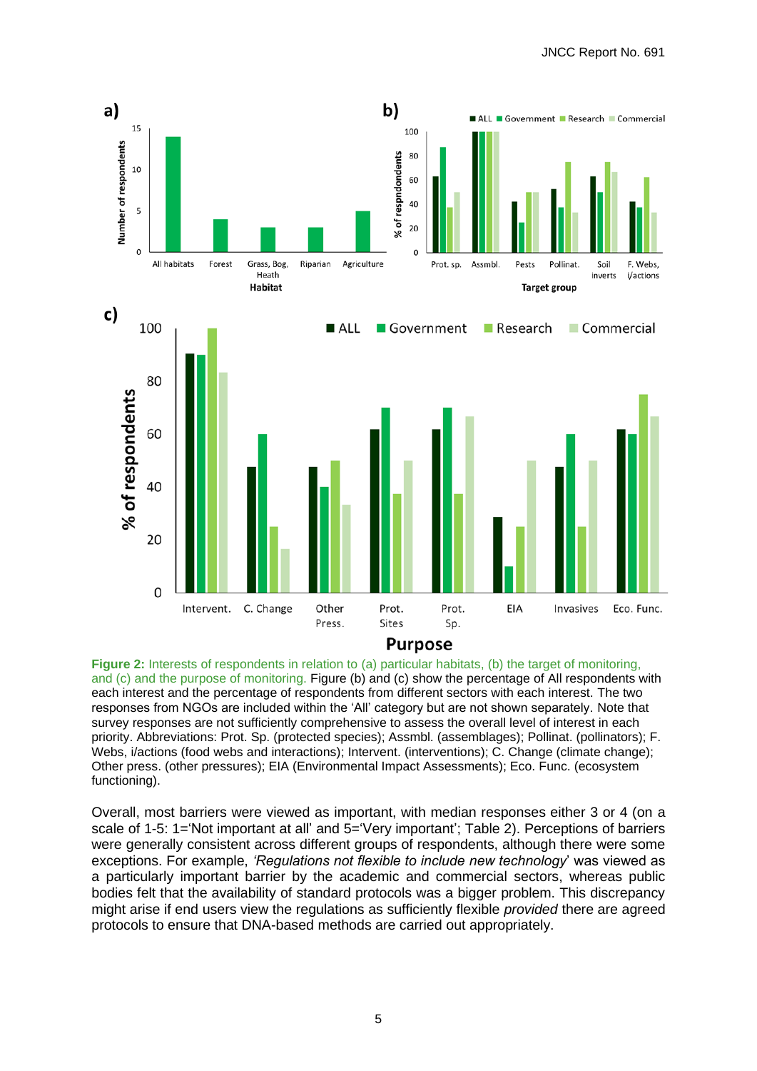**Figure 2:** Interests of respondents in relation to (a) particular habitats, (b) the target of monitoring, and (c) and the purpose of monitoring. Figure (b) and (c) show the percentage of All respondents with each interest and the percentage of respondents from different sectors with each interest. The two responses from NGOs are included within the 'All' category but are not shown separately. Note that survey responses are not sufficiently comprehensive to assess the overall level of interest in each priority. Abbreviations: Prot. Sp. (protected species); Assmbl. (assemblages); Pollinat. (pollinators); F. Webs, i/actions (food webs and interactions); Intervent. (interventions); C. Change (climate change); Other press. (other pressures); EIA (Environmental Impact Assessments); Eco. Func. (ecosystem functioning).

Overall, most barriers were viewed as important, with median responses either 3 or 4 (on a scale of 1-5: 1='Not important at all' and 5='Very important'; Table 2). Perceptions of barriers were generally consistent across different groups of respondents, although there were some exceptions. For example, *'Regulations not flexible to include new technology*' was viewed as a particularly important barrier by the academic and commercial sectors, whereas public bodies felt that the availability of standard protocols was a bigger problem. This discrepancy might arise if end users view the regulations as sufficiently flexible *provided* there are agreed protocols to ensure that DNA-based methods are carried out appropriately.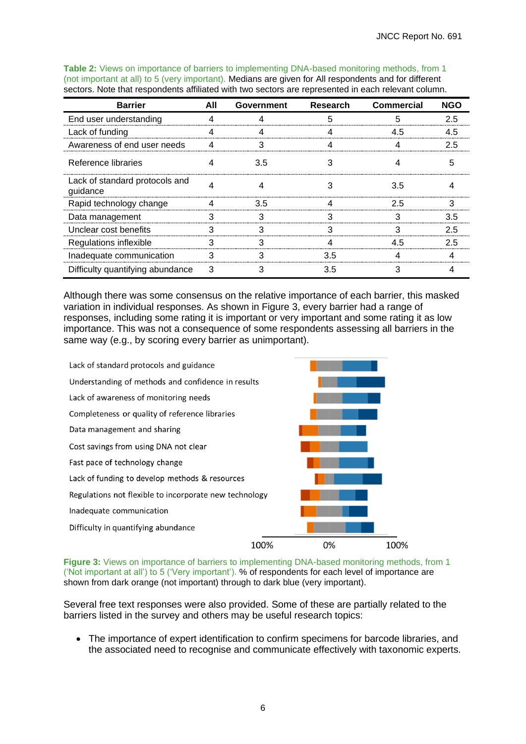**Table 2:** Views on importance of barriers to implementing DNA-based monitoring methods, from 1 (not important at all) to 5 (very important). Medians are given for All respondents and for different sectors. Note that respondents affiliated with two sectors are represented in each relevant column.

| Barrier | All | Government | Research | Commercial | NGO |
|---|---|---|---|---|---|
| End user understanding | 4 | 4 | 5 | 5 | 2.5 |
| Lack of funding | 4 | 4 | 4 | 4.5 | 4.5 |
| Awareness of end user needs | 4 | 3 | 4 | 4 | 2.5 |
| Reference libraries | 4 | 3.5 | 3 | 4 | 5 |
| Lack of standard protocols and guidance | 4 | 4 | 3 | 3.5 | 4 |
| Rapid technology change | 4 | 3.5 | 4 | 2.5 | 3 |
| Data management | 3 | 3 | 3 | 3 | 3.5 |
| Unclear cost benefits | 3 | 3 | 3 | 3 | 2.5 |
| Regulations inflexible | 3 | 3 | 4 | 4.5 | 2.5 |
| Inadequate communication | 3 | 3 | 3.5 | 4 | 4 |
| Difficulty quantifying abundance | 3 | 3 | 3.5 | 3 | 4 |

Although there was some consensus on the relative importance of each barrier, this masked variation in individual responses. As shown in Figure 3, every barrier had a range of responses, including some rating it is important or very important and some rating it as low importance. This was not a consequence of some respondents assessing all barriers in the same way (e.g., by scoring every barrier as unimportant).

Lack of standard protocols and guidance
Understanding of methods and confidence in results
Lack of awareness of monitoring needs
Completeness or quality of reference libraries
Data management and sharing
Cost savings from using DNA not clear
Fast pace of technology change
Lack of funding to develop methods & resources
Regulations not flexible to incorporate new technology
Inadequate communication
Difficulty in quantifying abundance

100% 0% 100%

**Figure 3:** Views on importance of barriers to implementing DNA-based monitoring methods, from 1 ('Not important at all') to 5 ('Very important'). % of respondents for each level of importance are shown from dark orange (not important) through to dark blue (very important).

Several free text responses were also provided. Some of these are partially related to the barriers listed in the survey and others may be useful research topics:

- The importance of expert identification to confirm specimens for barcode libraries, and the associated need to recognise and communicate effectively with taxonomic experts.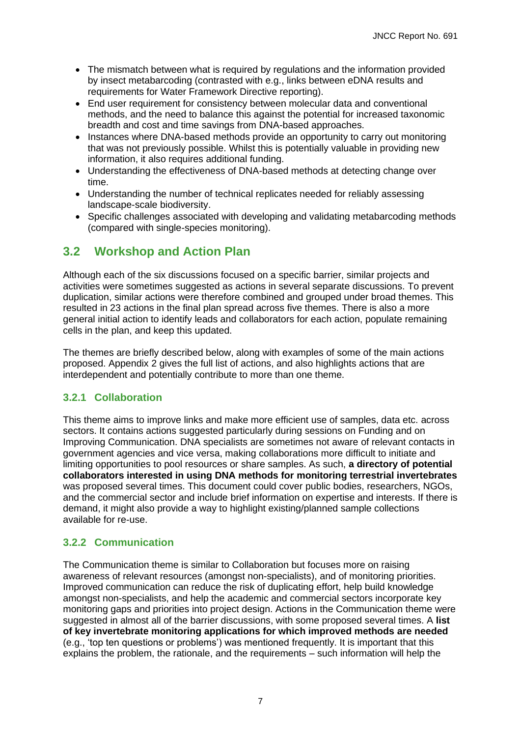- The mismatch between what is required by regulations and the information provided by insect metabarcoding (contrasted with e.g., links between eDNA results and requirements for Water Framework Directive reporting).
- End user requirement for consistency between molecular data and conventional methods, and the need to balance this against the potential for increased taxonomic breadth and cost and time savings from DNA-based approaches.
- Instances where DNA-based methods provide an opportunity to carry out monitoring that was not previously possible. Whilst this is potentially valuable in providing new information, it also requires additional funding.
- Understanding the effectiveness of DNA-based methods at detecting change over time.
- Understanding the number of technical replicates needed for reliably assessing landscape-scale biodiversity.
- Specific challenges associated with developing and validating metabarcoding methods (compared with single-species monitoring).

## 3.2 Workshop and Action Plan

Although each of the six discussions focused on a specific barrier, similar projects and activities were sometimes suggested as actions in several separate discussions. To prevent duplication, similar actions were therefore combined and grouped under broad themes. This resulted in 23 actions in the final plan spread across five themes. There is also a more general initial action to identify leads and collaborators for each action, populate remaining cells in the plan, and keep this updated.

The themes are briefly described below, along with examples of some of the main actions proposed. Appendix 2 gives the full list of actions, and also highlights actions that are interdependent and potentially contribute to more than one theme.

### 3.2.1 Collaboration

This theme aims to improve links and make more efficient use of samples, data etc. across sectors. It contains actions suggested particularly during sessions on Funding and on Improving Communication. DNA specialists are sometimes not aware of relevant contacts in government agencies and vice versa, making collaborations more difficult to initiate and limiting opportunities to pool resources or share samples. As such, **a directory of potential collaborators interested in using DNA methods for monitoring terrestrial invertebrates** was proposed several times. This document could cover public bodies, researchers, NGOs, and the commercial sector and include brief information on expertise and interests. If there is demand, it might also provide a way to highlight existing/planned sample collections available for re-use.

### 3.2.2 Communication

The Communication theme is similar to Collaboration but focuses more on raising awareness of relevant resources (amongst non-specialists), and of monitoring priorities. Improved communication can reduce the risk of duplicating effort, help build knowledge amongst non-specialists, and help the academic and commercial sectors incorporate key monitoring gaps and priorities into project design. Actions in the Communication theme were suggested in almost all of the barrier discussions, with some proposed several times. A **list of key invertebrate monitoring applications for which improved methods are needed** (e.g., 'top ten questions or problems') was mentioned frequently. It is important that this explains the problem, the rationale, and the requirements – such information will help the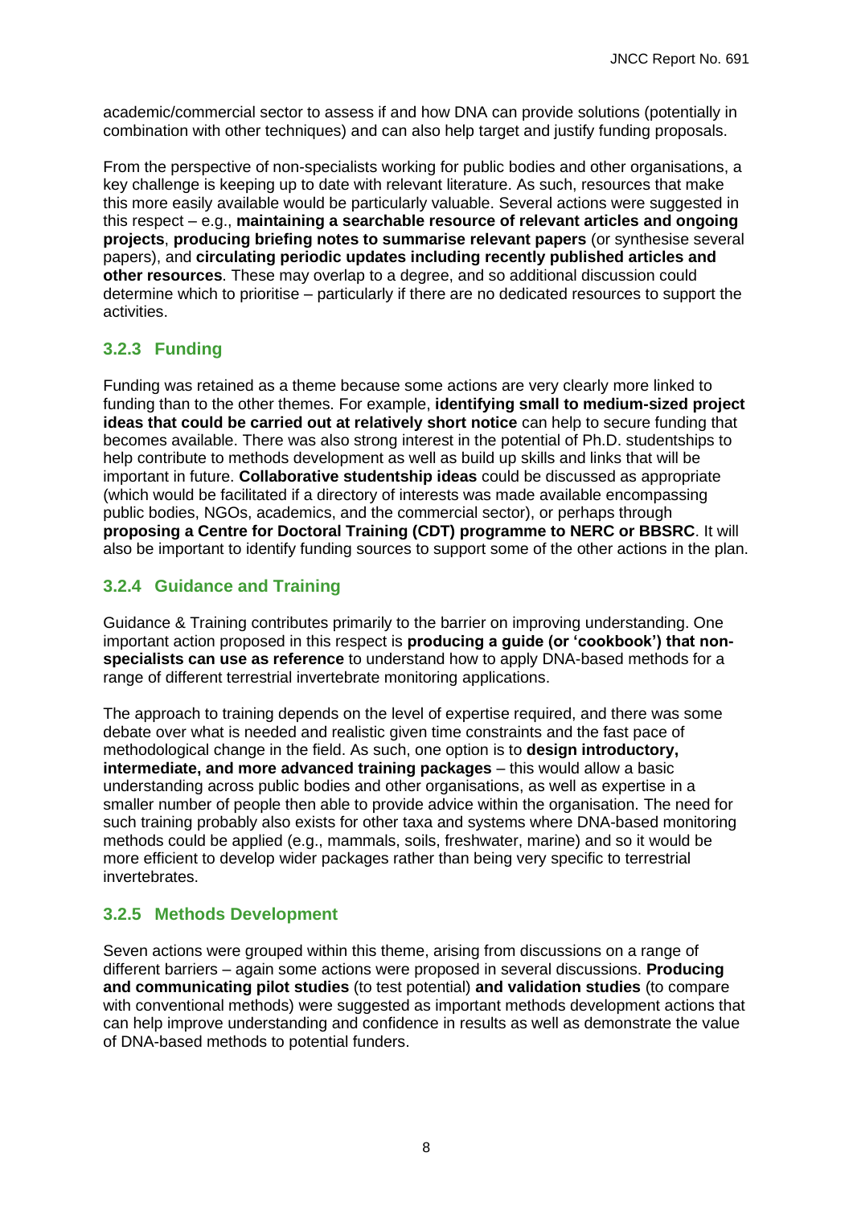academic/commercial sector to assess if and how DNA can provide solutions (potentially in combination with other techniques) and can also help target and justify funding proposals.

From the perspective of non-specialists working for public bodies and other organisations, a key challenge is keeping up to date with relevant literature. As such, resources that make this more easily available would be particularly valuable. Several actions were suggested in this respect – e.g., **maintaining a searchable resource of relevant articles and ongoing projects**, **producing briefing notes to summarise relevant papers** (or synthesise several papers), and **circulating periodic updates including recently published articles and other resources**. These may overlap to a degree, and so additional discussion could determine which to prioritise – particularly if there are no dedicated resources to support the activities.

### 3.2.3 Funding

Funding was retained as a theme because some actions are very clearly more linked to funding than to the other themes. For example, **identifying small to medium-sized project ideas that could be carried out at relatively short notice** can help to secure funding that becomes available. There was also strong interest in the potential of Ph.D. studentships to help contribute to methods development as well as build up skills and links that will be important in future. **Collaborative studentship ideas** could be discussed as appropriate (which would be facilitated if a directory of interests was made available encompassing public bodies, NGOs, academics, and the commercial sector), or perhaps through **proposing a Centre for Doctoral Training (CDT) programme to NERC or BBSRC**. It will also be important to identify funding sources to support some of the other actions in the plan.

### 3.2.4 Guidance and Training

Guidance & Training contributes primarily to the barrier on improving understanding. One important action proposed in this respect is **producing a guide (or 'cookbook') that non-specialists can use as reference** to understand how to apply DNA-based methods for a range of different terrestrial invertebrate monitoring applications.

The approach to training depends on the level of expertise required, and there was some debate over what is needed and realistic given time constraints and the fast pace of methodological change in the field. As such, one option is to **design introductory, intermediate, and more advanced training packages** – this would allow a basic understanding across public bodies and other organisations, as well as expertise in a smaller number of people then able to provide advice within the organisation. The need for such training probably also exists for other taxa and systems where DNA-based monitoring methods could be applied (e.g., mammals, soils, freshwater, marine) and so it would be more efficient to develop wider packages rather than being very specific to terrestrial invertebrates.

### 3.2.5 Methods Development

Seven actions were grouped within this theme, arising from discussions on a range of different barriers – again some actions were proposed in several discussions. **Producing and communicating pilot studies** (to test potential) **and validation studies** (to compare with conventional methods) were suggested as important methods development actions that can help improve understanding and confidence in results as well as demonstrate the value of DNA-based methods to potential funders.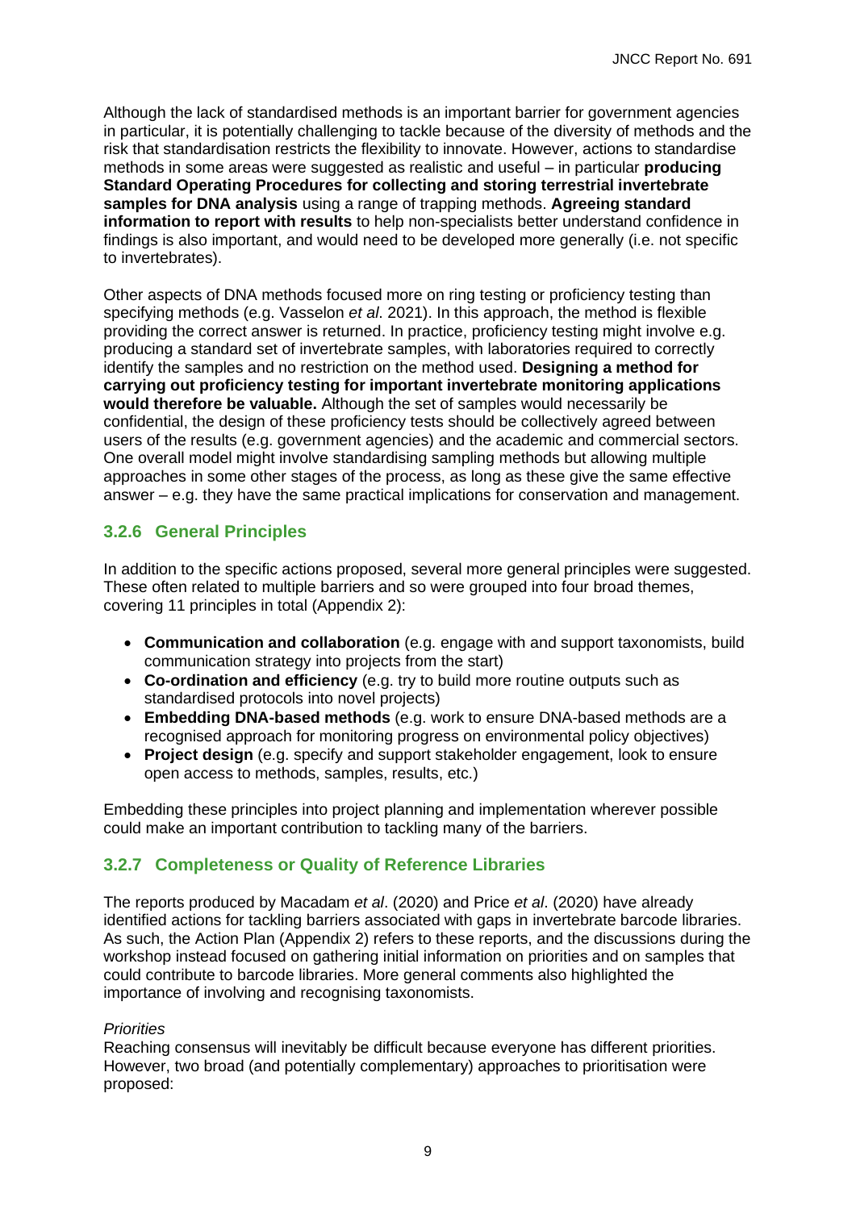Although the lack of standardised methods is an important barrier for government agencies in particular, it is potentially challenging to tackle because of the diversity of methods and the risk that standardisation restricts the flexibility to innovate. However, actions to standardise methods in some areas were suggested as realistic and useful – in particular **producing Standard Operating Procedures for collecting and storing terrestrial invertebrate samples for DNA analysis** using a range of trapping methods. **Agreeing standard information to report with results** to help non-specialists better understand confidence in findings is also important, and would need to be developed more generally (i.e. not specific to invertebrates).

Other aspects of DNA methods focused more on ring testing or proficiency testing than specifying methods (e.g. Vasselon *et al*. 2021). In this approach, the method is flexible providing the correct answer is returned. In practice, proficiency testing might involve e.g. producing a standard set of invertebrate samples, with laboratories required to correctly identify the samples and no restriction on the method used. **Designing a method for carrying out proficiency testing for important invertebrate monitoring applications would therefore be valuable.** Although the set of samples would necessarily be confidential, the design of these proficiency tests should be collectively agreed between users of the results (e.g. government agencies) and the academic and commercial sectors. One overall model might involve standardising sampling methods but allowing multiple approaches in some other stages of the process, as long as these give the same effective answer – e.g. they have the same practical implications for conservation and management.

### 3.2.6 General Principles

In addition to the specific actions proposed, several more general principles were suggested. These often related to multiple barriers and so were grouped into four broad themes, covering 11 principles in total (Appendix 2):

- **Communication and collaboration** (e.g. engage with and support taxonomists, build communication strategy into projects from the start)
- **Co-ordination and efficiency** (e.g. try to build more routine outputs such as standardised protocols into novel projects)
- **Embedding DNA-based methods** (e.g. work to ensure DNA-based methods are a recognised approach for monitoring progress on environmental policy objectives)
- **Project design** (e.g. specify and support stakeholder engagement, look to ensure open access to methods, samples, results, etc.)

Embedding these principles into project planning and implementation wherever possible could make an important contribution to tackling many of the barriers.

### 3.2.7 Completeness or Quality of Reference Libraries

The reports produced by Macadam *et al*. (2020) and Price *et al*. (2020) have already identified actions for tackling barriers associated with gaps in invertebrate barcode libraries. As such, the Action Plan (Appendix 2) refers to these reports, and the discussions during the workshop instead focused on gathering initial information on priorities and on samples that could contribute to barcode libraries. More general comments also highlighted the importance of involving and recognising taxonomists.

*Priorities*

Reaching consensus will inevitably be difficult because everyone has different priorities. However, two broad (and potentially complementary) approaches to prioritisation were proposed: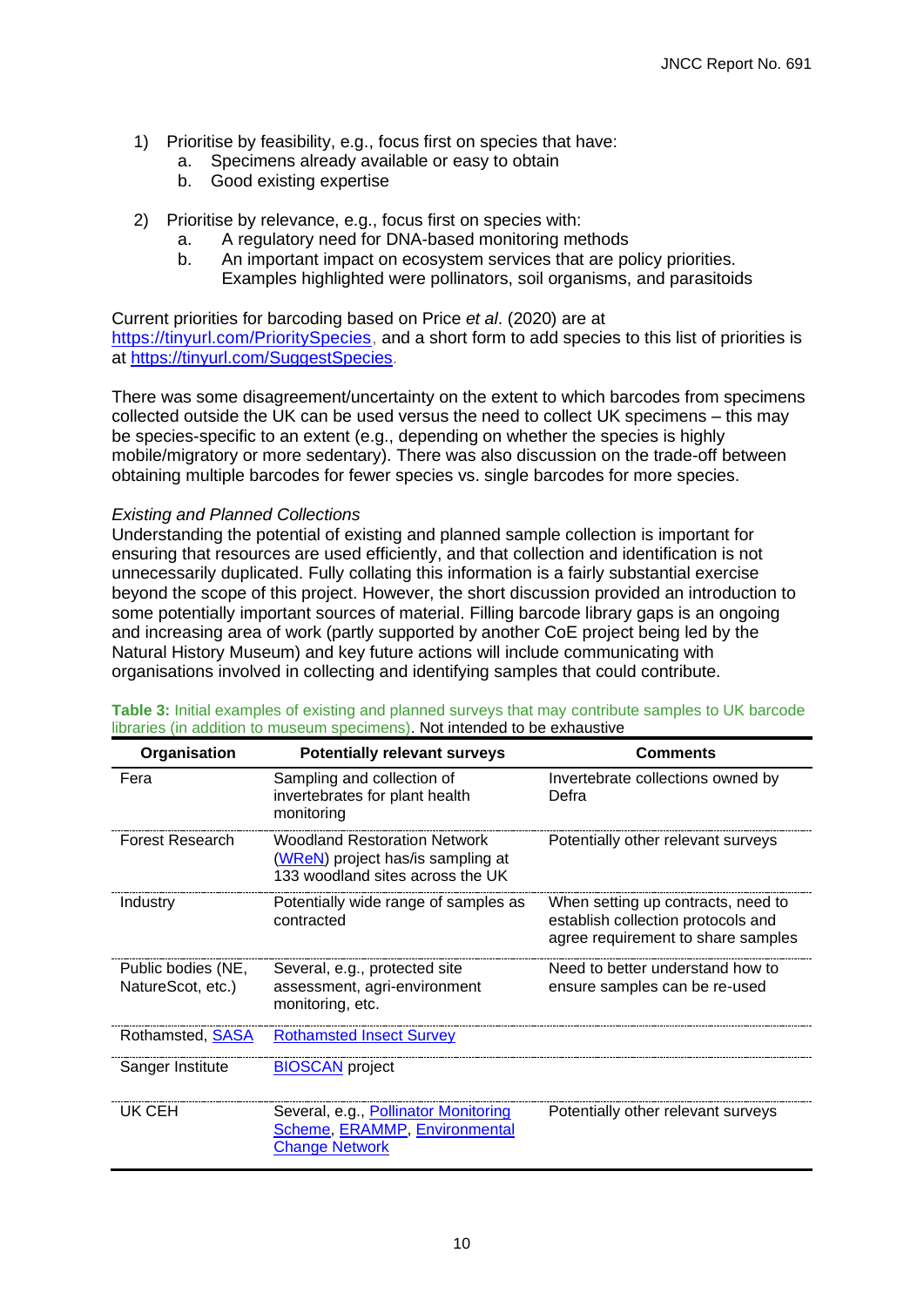1) Prioritise by feasibility, e.g., focus first on species that have:
   a. Specimens already available or easy to obtain
   b. Good existing expertise

2) Prioritise by relevance, e.g., focus first on species with:
   a. A regulatory need for DNA-based monitoring methods
   b. An important impact on ecosystem services that are policy priorities. Examples highlighted were pollinators, soil organisms, and parasitoids

Current priorities for barcoding based on Price *et al*. (2020) are at https://tinyurl.com/PrioritySpecies, and a short form to add species to this list of priorities is at https://tinyurl.com/SuggestSpecies.

There was some disagreement/uncertainty on the extent to which barcodes from specimens collected outside the UK can be used versus the need to collect UK specimens – this may be species-specific to an extent (e.g., depending on whether the species is highly mobile/migratory or more sedentary). There was also discussion on the trade-off between obtaining multiple barcodes for fewer species vs. single barcodes for more species.

*Existing and Planned Collections*

Understanding the potential of existing and planned sample collection is important for ensuring that resources are used efficiently, and that collection and identification is not unnecessarily duplicated. Fully collating this information is a fairly substantial exercise beyond the scope of this project. However, the short discussion provided an introduction to some potentially important sources of material. Filling barcode library gaps is an ongoing and increasing area of work (partly supported by another CoE project being led by the Natural History Museum) and key future actions will include communicating with organisations involved in collecting and identifying samples that could contribute.

**Table 3:** Initial examples of existing and planned surveys that may contribute samples to UK barcode libraries (in addition to museum specimens). Not intended to be exhaustive

| Organisation | Potentially relevant surveys | Comments |
|---|---|---|
| Fera | Sampling and collection of invertebrates for plant health monitoring | Invertebrate collections owned by Defra |
| Forest Research | Woodland Restoration Network (WReN) project has/is sampling at 133 woodland sites across the UK | Potentially other relevant surveys |
| Industry | Potentially wide range of samples as contracted | When setting up contracts, need to establish collection protocols and agree requirement to share samples |
| Public bodies (NE, NatureScot, etc.) | Several, e.g., protected site assessment, agri-environment monitoring, etc. | Need to better understand how to ensure samples can be re-used |
| Rothamsted, SASA | Rothamsted Insect Survey | |
| Sanger Institute | BIOSCAN project | |
| UK CEH | Several, e.g., Pollinator Monitoring Scheme, ERAMMP, Environmental Change Network | Potentially other relevant surveys |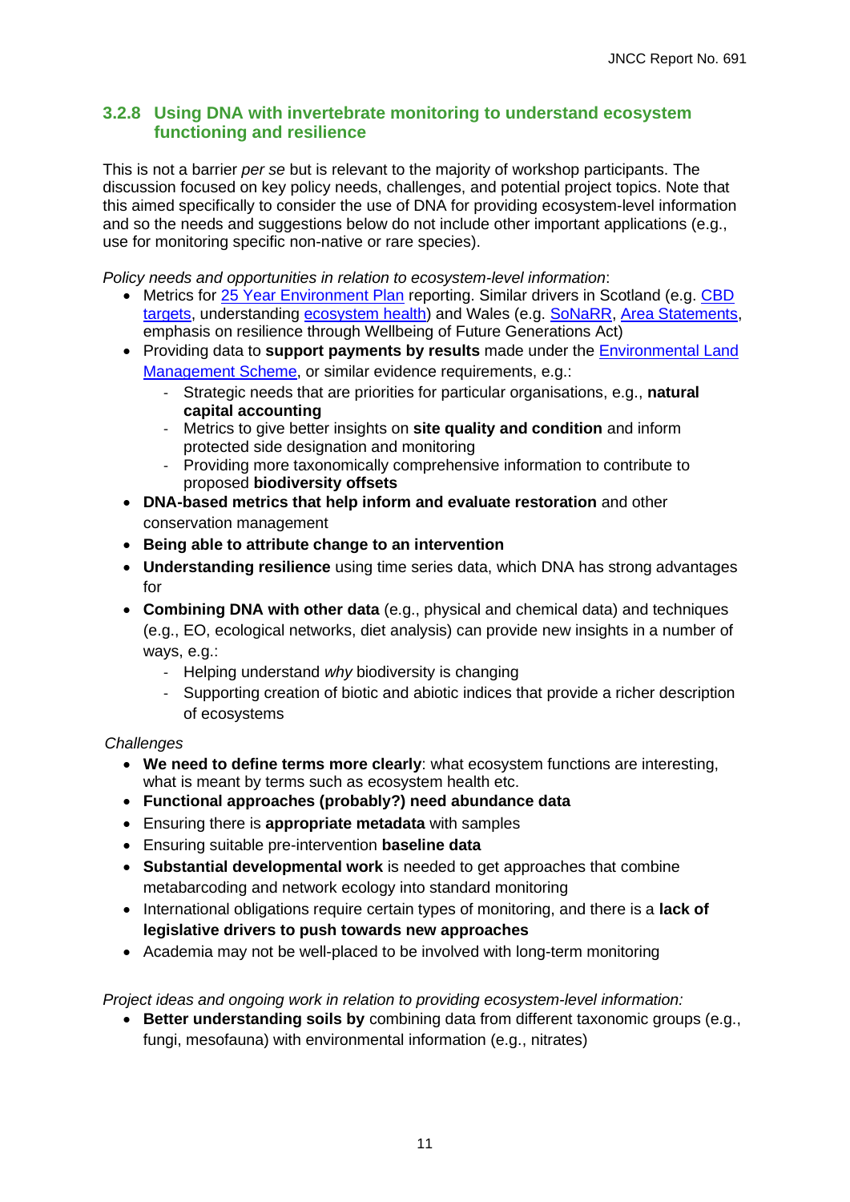### 3.2.8 Using DNA with invertebrate monitoring to understand ecosystem functioning and resilience

This is not a barrier *per se* but is relevant to the majority of workshop participants. The discussion focused on key policy needs, challenges, and potential project topics. Note that this aimed specifically to consider the use of DNA for providing ecosystem-level information and so the needs and suggestions below do not include other important applications (e.g., use for monitoring specific non-native or rare species).

*Policy needs and opportunities in relation to ecosystem-level information*:

- Metrics for 25 Year Environment Plan reporting. Similar drivers in Scotland (e.g. CBD targets, understanding ecosystem health) and Wales (e.g. SoNaRR, Area Statements, emphasis on resilience through Wellbeing of Future Generations Act)
- Providing data to **support payments by results** made under the Environmental Land Management Scheme, or similar evidence requirements, e.g.:
  - Strategic needs that are priorities for particular organisations, e.g., **natural capital accounting**
  - Metrics to give better insights on **site quality and condition** and inform protected side designation and monitoring
  - Providing more taxonomically comprehensive information to contribute to proposed **biodiversity offsets**
- **DNA-based metrics that help inform and evaluate restoration** and other conservation management
- **Being able to attribute change to an intervention**
- **Understanding resilience** using time series data, which DNA has strong advantages for
- **Combining DNA with other data** (e.g., physical and chemical data) and techniques (e.g., EO, ecological networks, diet analysis) can provide new insights in a number of ways, e.g.:
  - Helping understand *why* biodiversity is changing
  - Supporting creation of biotic and abiotic indices that provide a richer description of ecosystems

*Challenges*

- **We need to define terms more clearly**: what ecosystem functions are interesting, what is meant by terms such as ecosystem health etc.
- **Functional approaches (probably?) need abundance data**
- Ensuring there is **appropriate metadata** with samples
- Ensuring suitable pre-intervention **baseline data**
- **Substantial developmental work** is needed to get approaches that combine metabarcoding and network ecology into standard monitoring
- International obligations require certain types of monitoring, and there is a **lack of legislative drivers to push towards new approaches**
- Academia may not be well-placed to be involved with long-term monitoring

*Project ideas and ongoing work in relation to providing ecosystem-level information:*

- **Better understanding soils by** combining data from different taxonomic groups (e.g., fungi, mesofauna) with environmental information (e.g., nitrates)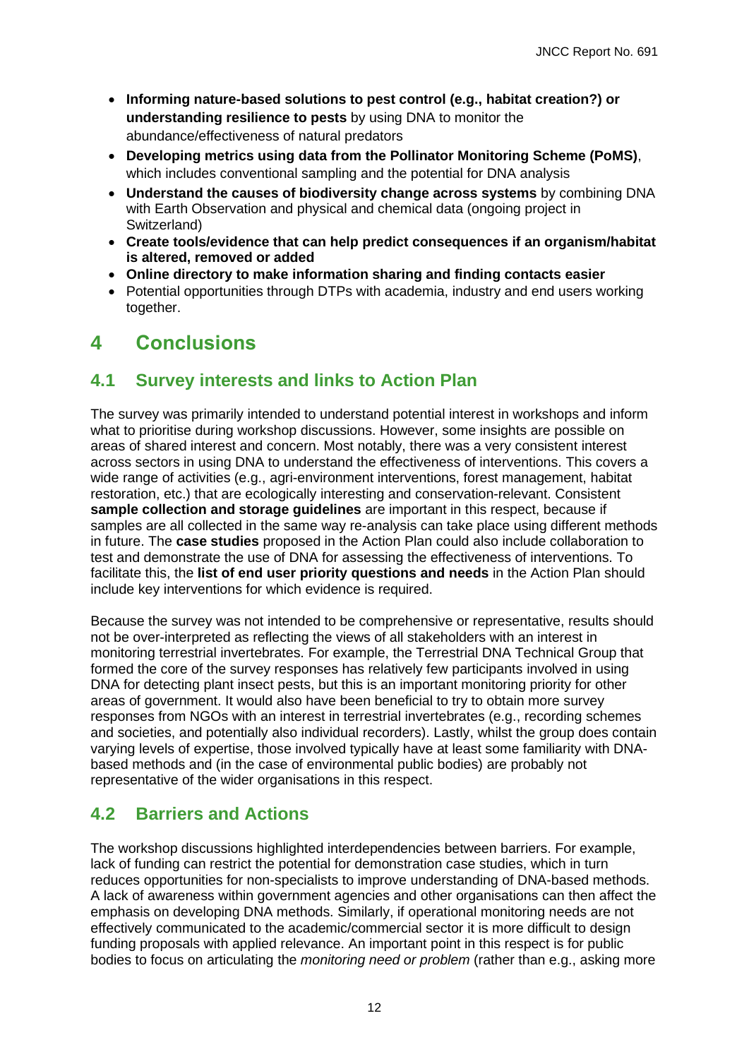- **Informing nature-based solutions to pest control (e.g., habitat creation?) or understanding resilience to pests** by using DNA to monitor the abundance/effectiveness of natural predators
- **Developing metrics using data from the Pollinator Monitoring Scheme (PoMS)**, which includes conventional sampling and the potential for DNA analysis
- **Understand the causes of biodiversity change across systems** by combining DNA with Earth Observation and physical and chemical data (ongoing project in Switzerland)
- **Create tools/evidence that can help predict consequences if an organism/habitat is altered, removed or added**
- **Online directory to make information sharing and finding contacts easier**
- Potential opportunities through DTPs with academia, industry and end users working together.

# 4 Conclusions

## 4.1 Survey interests and links to Action Plan

The survey was primarily intended to understand potential interest in workshops and inform what to prioritise during workshop discussions. However, some insights are possible on areas of shared interest and concern. Most notably, there was a very consistent interest across sectors in using DNA to understand the effectiveness of interventions. This covers a wide range of activities (e.g., agri-environment interventions, forest management, habitat restoration, etc.) that are ecologically interesting and conservation-relevant. Consistent **sample collection and storage guidelines** are important in this respect, because if samples are all collected in the same way re-analysis can take place using different methods in future. The **case studies** proposed in the Action Plan could also include collaboration to test and demonstrate the use of DNA for assessing the effectiveness of interventions. To facilitate this, the **list of end user priority questions and needs** in the Action Plan should include key interventions for which evidence is required.

Because the survey was not intended to be comprehensive or representative, results should not be over-interpreted as reflecting the views of all stakeholders with an interest in monitoring terrestrial invertebrates. For example, the Terrestrial DNA Technical Group that formed the core of the survey responses has relatively few participants involved in using DNA for detecting plant insect pests, but this is an important monitoring priority for other areas of government. It would also have been beneficial to try to obtain more survey responses from NGOs with an interest in terrestrial invertebrates (e.g., recording schemes and societies, and potentially also individual recorders). Lastly, whilst the group does contain varying levels of expertise, those involved typically have at least some familiarity with DNA-based methods and (in the case of environmental public bodies) are probably not representative of the wider organisations in this respect.

## 4.2 Barriers and Actions

The workshop discussions highlighted interdependencies between barriers. For example, lack of funding can restrict the potential for demonstration case studies, which in turn reduces opportunities for non-specialists to improve understanding of DNA-based methods. A lack of awareness within government agencies and other organisations can then affect the emphasis on developing DNA methods. Similarly, if operational monitoring needs are not effectively communicated to the academic/commercial sector it is more difficult to design funding proposals with applied relevance. An important point in this respect is for public bodies to focus on articulating the *monitoring need or problem* (rather than e.g., asking more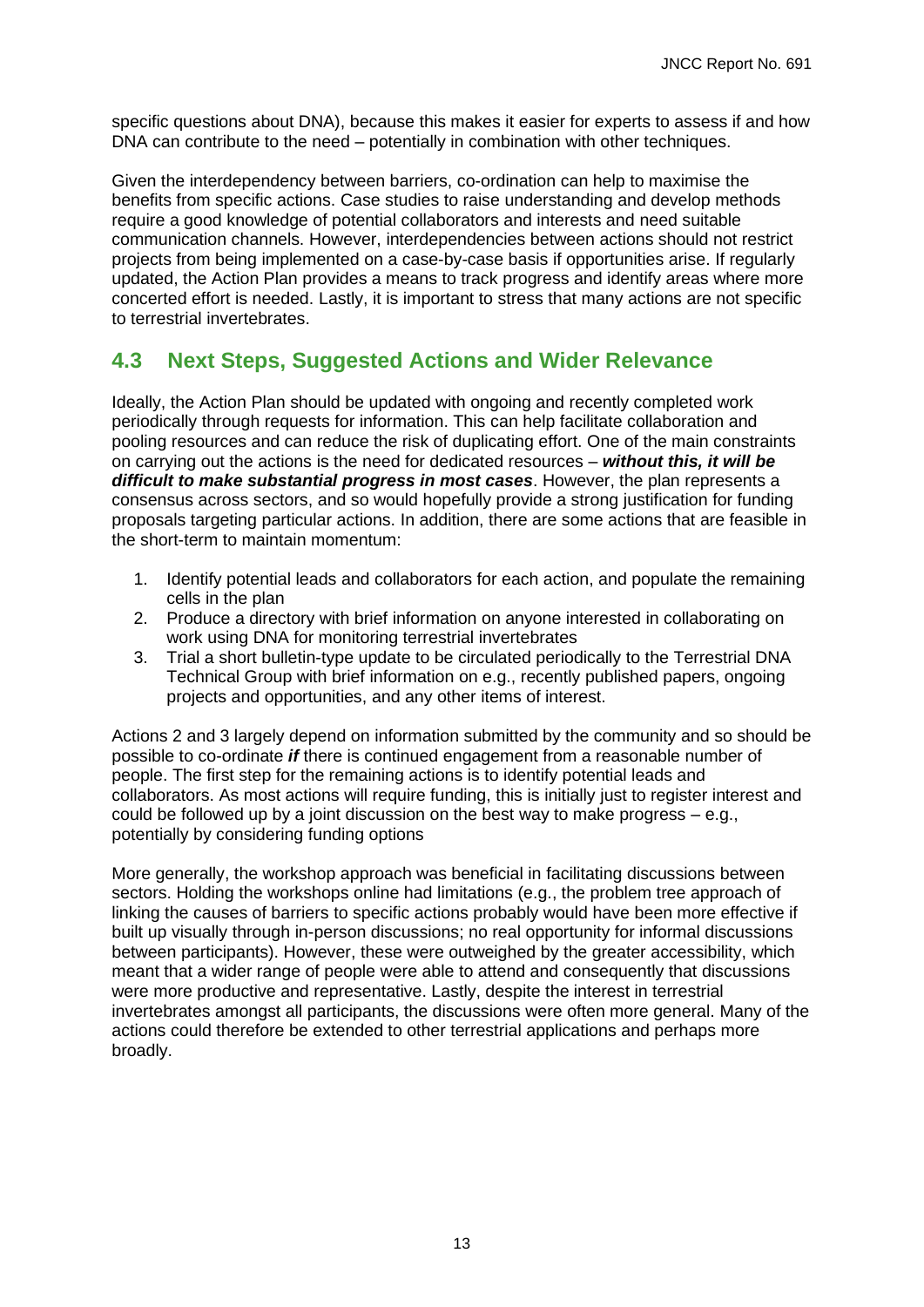specific questions about DNA), because this makes it easier for experts to assess if and how DNA can contribute to the need – potentially in combination with other techniques.

Given the interdependency between barriers, co-ordination can help to maximise the benefits from specific actions. Case studies to raise understanding and develop methods require a good knowledge of potential collaborators and interests and need suitable communication channels. However, interdependencies between actions should not restrict projects from being implemented on a case-by-case basis if opportunities arise. If regularly updated, the Action Plan provides a means to track progress and identify areas where more concerted effort is needed. Lastly, it is important to stress that many actions are not specific to terrestrial invertebrates.

## 4.3 Next Steps, Suggested Actions and Wider Relevance

Ideally, the Action Plan should be updated with ongoing and recently completed work periodically through requests for information. This can help facilitate collaboration and pooling resources and can reduce the risk of duplicating effort. One of the main constraints on carrying out the actions is the need for dedicated resources – ***without this, it will be difficult to make substantial progress in most cases***. However, the plan represents a consensus across sectors, and so would hopefully provide a strong justification for funding proposals targeting particular actions. In addition, there are some actions that are feasible in the short-term to maintain momentum:

1. Identify potential leads and collaborators for each action, and populate the remaining cells in the plan
2. Produce a directory with brief information on anyone interested in collaborating on work using DNA for monitoring terrestrial invertebrates
3. Trial a short bulletin-type update to be circulated periodically to the Terrestrial DNA Technical Group with brief information on e.g., recently published papers, ongoing projects and opportunities, and any other items of interest.

Actions 2 and 3 largely depend on information submitted by the community and so should be possible to co-ordinate ***if*** there is continued engagement from a reasonable number of people. The first step for the remaining actions is to identify potential leads and collaborators. As most actions will require funding, this is initially just to register interest and could be followed up by a joint discussion on the best way to make progress – e.g., potentially by considering funding options

More generally, the workshop approach was beneficial in facilitating discussions between sectors. Holding the workshops online had limitations (e.g., the problem tree approach of linking the causes of barriers to specific actions probably would have been more effective if built up visually through in-person discussions; no real opportunity for informal discussions between participants). However, these were outweighed by the greater accessibility, which meant that a wider range of people were able to attend and consequently that discussions were more productive and representative. Lastly, despite the interest in terrestrial invertebrates amongst all participants, the discussions were often more general. Many of the actions could therefore be extended to other terrestrial applications and perhaps more broadly.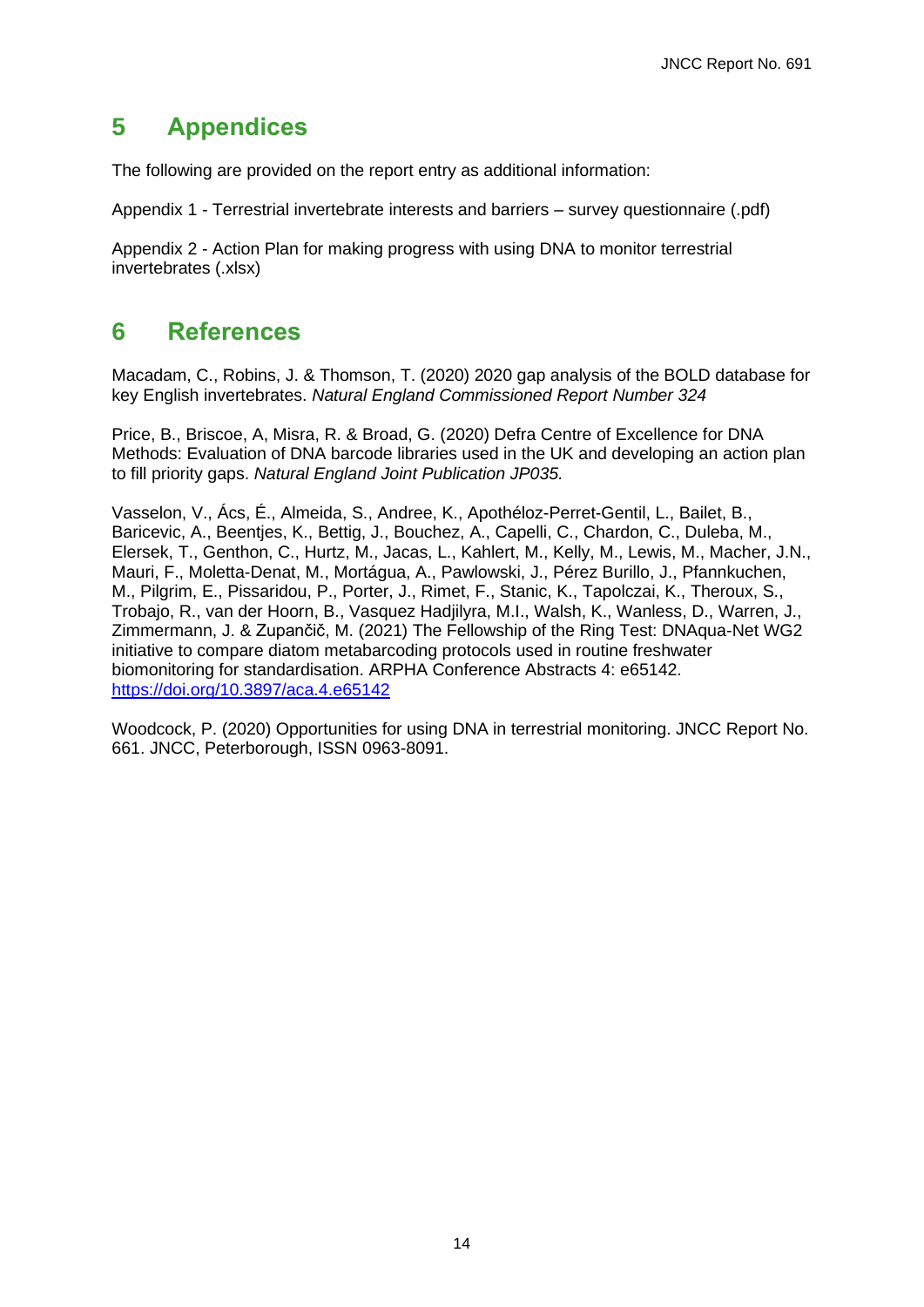## 5 Appendices

The following are provided on the report entry as additional information:

Appendix 1 - Terrestrial invertebrate interests and barriers – survey questionnaire (.pdf)

Appendix 2 - Action Plan for making progress with using DNA to monitor terrestrial invertebrates (.xlsx)

## 6 References

Macadam, C., Robins, J. & Thomson, T. (2020) 2020 gap analysis of the BOLD database for key English invertebrates. *Natural England Commissioned Report Number 324*

Price, B., Briscoe, A, Misra, R. & Broad, G. (2020) Defra Centre of Excellence for DNA Methods: Evaluation of DNA barcode libraries used in the UK and developing an action plan to fill priority gaps. *Natural England Joint Publication JP035.*

Vasselon, V., Ács, É., Almeida, S., Andree, K., Apothéloz-Perret-Gentil, L., Bailet, B., Baricevic, A., Beentjes, K., Bettig, J., Bouchez, A., Capelli, C., Chardon, C., Duleba, M., Elersek, T., Genthon, C., Hurtz, M., Jacas, L., Kahlert, M., Kelly, M., Lewis, M., Macher, J.N., Mauri, F., Moletta-Denat, M., Mortágua, A., Pawlowski, J., Pérez Burillo, J., Pfannkuchen, M., Pilgrim, E., Pissaridou, P., Porter, J., Rimet, F., Stanic, K., Tapolczai, K., Theroux, S., Trobajo, R., van der Hoorn, B., Vasquez Hadjilyra, M.I., Walsh, K., Wanless, D., Warren, J., Zimmermann, J. & Zupančič, M. (2021) The Fellowship of the Ring Test: DNAqua-Net WG2 initiative to compare diatom metabarcoding protocols used in routine freshwater biomonitoring for standardisation. ARPHA Conference Abstracts 4: e65142. https://doi.org/10.3897/aca.4.e65142

Woodcock, P. (2020) Opportunities for using DNA in terrestrial monitoring. JNCC Report No. 661. JNCC, Peterborough, ISSN 0963-8091.